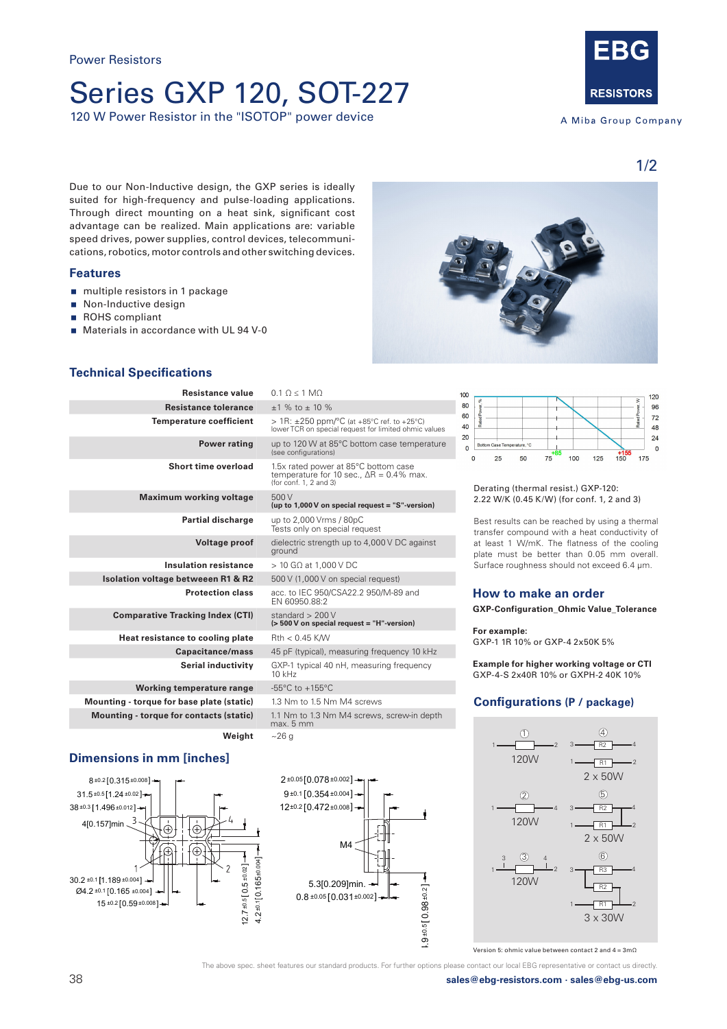Power Resistors

# Series GXP 120, SOT-227

120 W Power Resistor in the "ISOTOP" power device

EBG RESISTORS
A Miba Group Company

Due to our Non-Inductive design, the GXP series is ideally suited for high-frequency and pulse-loading applications. Through direct mounting on a heat sink, significant cost advantage can be realized. Main applications are: variable speed drives, power supplies, control devices, telecommunications, robotics, motor controls and other switching devices.

## Features

- multiple resistors in 1 package
- Non-Inductive design
- ROHS compliant
- Materials in accordance with UL 94 V-0

## Technical Specifications

| | |
|---|---|
| **Resistance value** | 0.1 Ω ≤ 1 MΩ |
| **Resistance tolerance** | ±1 % to ± 10 % |
| **Temperature coefficient** | > 1R: ±250 ppm/°C (at +85°C ref. to +25°C) lower TCR on special request for limited ohmic values |
| **Power rating** | up to 120 W at 85°C bottom case temperature (see configurations) |
| **Short time overload** | 1.5x rated power at 85°C bottom case temperature for 10 sec., ΔR = 0.4% max. (for conf. 1, 2 and 3) |
| **Maximum working voltage** | 500 V **(up to 1,000 V on special request = "S"-version)** |
| **Partial discharge** | up to 2,000 Vrms / 80pC Tests only on special request |
| **Voltage proof** | dielectric strength up to 4,000 V DC against ground |
| **Insulation resistance** | > 10 GΩ at 1,000 V DC |
| **Isolation voltage beetween R1 & R2** | 500 V (1,000 V on special request) |
| **Protection class** | acc. to IEC 950/CSA22.2 950/M-89 and EN 60950.88:2 |
| **Comparative Tracking Index (CTI)** | standard > 200 V **(> 500 V on special request = "H"-version)** |
| **Heat resistance to cooling plate** | Rth < 0.45 K/W |
| **Capacitance/mass** | 45 pF (typical), measuring frequency 10 kHz |
| **Serial inductivity** | GXP-1 typical 40 nH, measuring frequency 10 kHz |
| **Working temperature range** | -55°C to +155°C |
| **Mounting - torque for base plate (static)** | 1.3 Nm to 1.5 Nm M4 screws |
| **Mounting - torque for contacts (static)** | 1.1 Nm to 1.3 Nm M4 screws, screw-in depth max. 5 mm |
| **Weight** | ~26 g |

Derating (thermal resist.) GXP-120:
2.22 W/K (0.45 K/W) (for conf. 1, 2 and 3)

Best results can be reached by using a thermal transfer compound with a heat conductivity of at least 1 W/mK. The flatness of the cooling plate must be better than 0.05 mm overall. Surface roughness should not exceed 6.4 µm.

## How to make an order

**GXP-Configuration_Ohmic Value_Tolerance**

**For example:**
GXP-1 1R 10% or GXP-4 2x50K 5%

**Example for higher working voltage or CTI**
GXP-4-S 2x40R 10% or GXPH-2 40K 10%

## Configurations (P / package)

① 120W
② 120W
③ 120W
④ 2 x 50W
⑤ 2 x 50W
⑥ 3 x 30W

Version 5: ohmic value between contact 2 and 4 = 3mΩ

## Dimensions in mm [inches]

8 ±0.2 [0.315 ±0.008]
31.5 ±0.5 [1.24 ±0.02]
38 ±0.3 [1.496 ±0.012]
4[0.157]min
30.2 ±0.1 [1.189 ±0.004]
Ø4.2 ±0.1 [0.165 ±0.004]
15 ±0.2 [0.59 ±0.008]
12.7 ±0.5 [0.5 ±0.02]
4.2 ±0.1 [0.165 ±0.004]
2 ±0.05 [0.078 ±0.002]
9 ±0.1 [0.354 ±0.004]
12 ±0.2 [0.472 ±0.008]
M4
5.3[0.209]min.
0.8 ±0.05 [0.031 ±0.002]
24.9 ±0.5 [0.98 ±0.2]

The above spec. sheet features our standard products. For further options please contact our local EBG representative or contact us directly.

sales@ebg-resistors.com · sales@ebg-us.com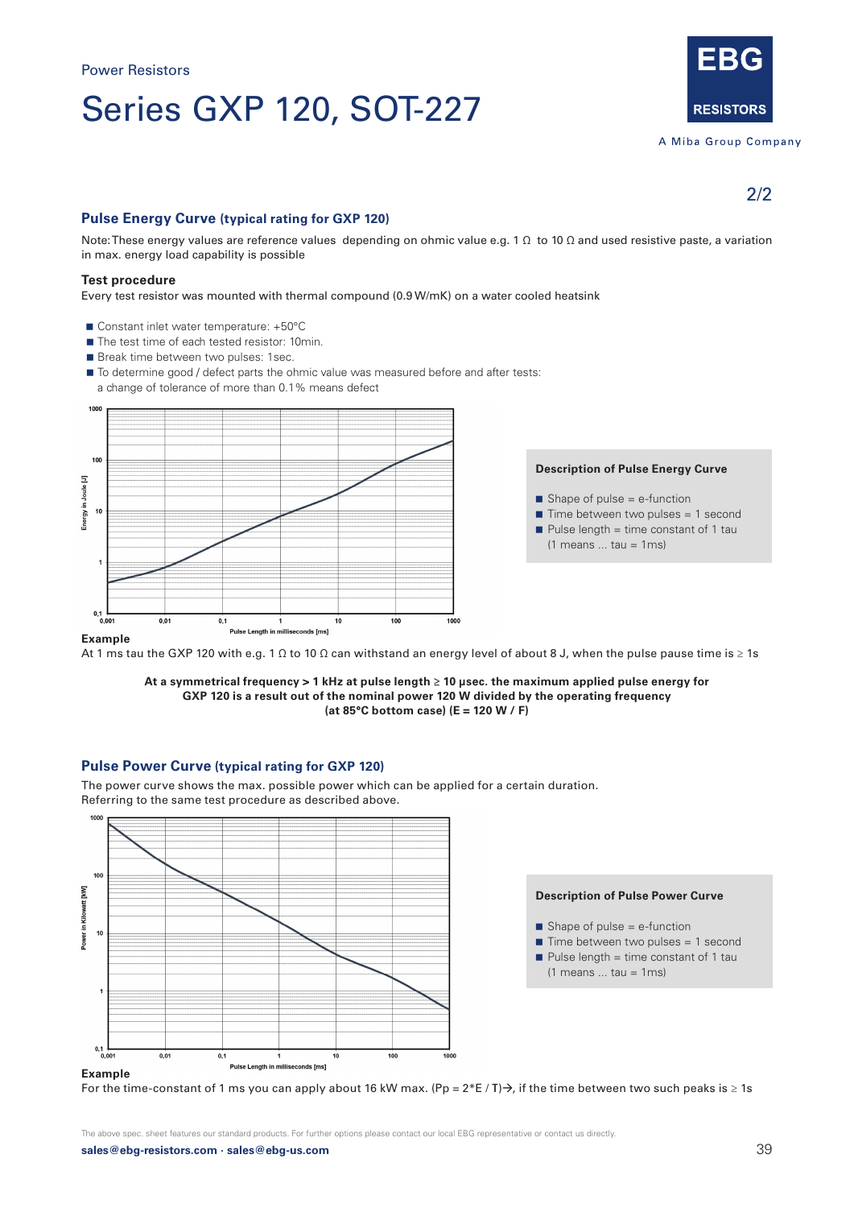Power Resistors

# Series GXP 120, SOT-227

EBG RESISTORS

A Miba Group Company

## Pulse Energy Curve (typical rating for GXP 120)

Note: These energy values are reference values depending on ohmic value e.g. 1 Ω to 10 Ω and used resistive paste, a variation in max. energy load capability is possible

### Test procedure

Every test resistor was mounted with thermal compound (0.9 W/mK) on a water cooled heatsink

- Constant inlet water temperature: +50°C
- The test time of each tested resistor: 10min.
- Break time between two pulses: 1sec.
- To determine good / defect parts the ohmic value was measured before and after tests: a change of tolerance of more than 0.1% means defect

Energy in Joule [J]

1000
100
10
1
0,1

0,001
0,01
0,1
1
10
100
1000

Pulse Length in milliseconds [ms]

**Description of Pulse Energy Curve**

- Shape of pulse = e-function
- Time between two pulses = 1 second
- Pulse length = time constant of 1 tau (1 means ... tau = 1ms)

**Example**

At 1 ms tau the GXP 120 with e.g. 1 Ω to 10 Ω can withstand an energy level of about 8 J, when the pulse pause time is ≥ 1s

**At a symmetrical frequency > 1 kHz at pulse length ≥ 10 µsec. the maximum applied pulse energy for GXP 120 is a result out of the nominal power 120 W divided by the operating frequency (at 85°C bottom case) (E = 120 W / F)**

## Pulse Power Curve (typical rating for GXP 120)

The power curve shows the max. possible power which can be applied for a certain duration. Referring to the same test procedure as described above.

Power in Kilowatt [kW]

1000
100
10
1
0,1

0,001
0,01
0,1
1
10
100
1000

Pulse Length in milliseconds [ms]

**Description of Pulse Power Curve**

- Shape of pulse = e-function
- Time between two pulses = 1 second
- Pulse length = time constant of 1 tau (1 means ... tau = 1ms)

**Example**

For the time-constant of 1 ms you can apply about 16 kW max. ($P_p = 2 * E / T$)→, if the time between two such peaks is ≥ 1s

The above spec. sheet features our standard products. For further options please contact our local EBG representative or contact us directly.

sales@ebg-resistors.com · sales@ebg-us.com